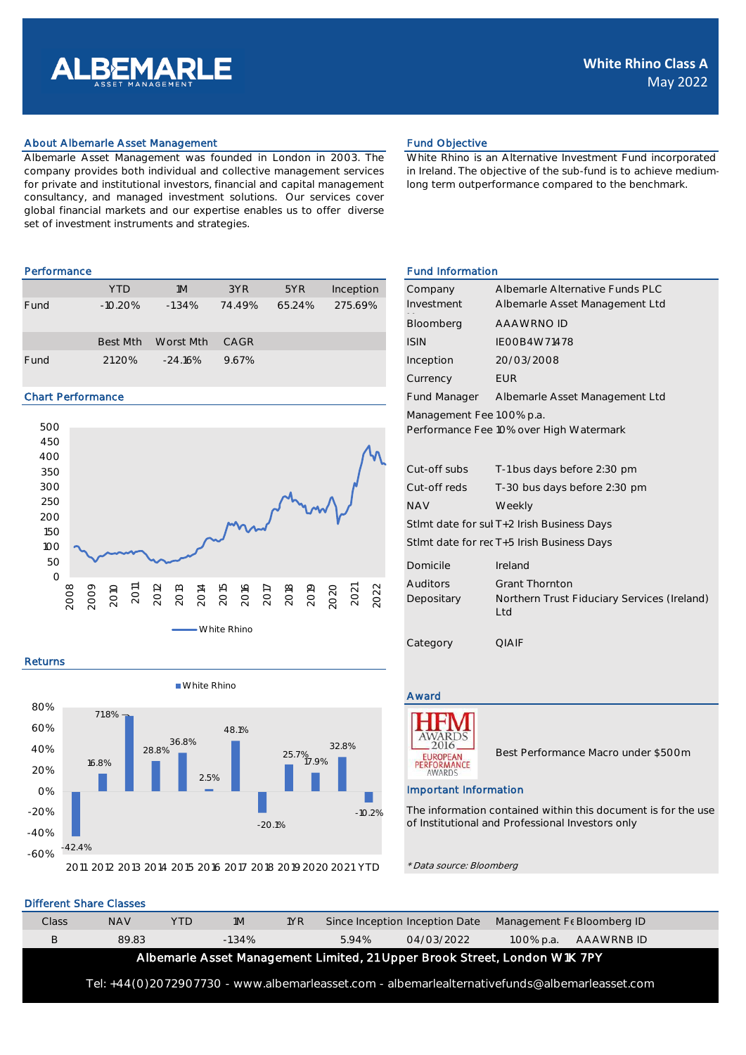# ALBEMARLE
ASSET MANAGEMENT

**White Rhino Class A**
May 2022

## About Albemarle Asset Management

Albemarle Asset Management was founded in London in 2003. The company provides both individual and collective management services for private and institutional investors, financial and capital management consultancy, and managed investment solutions. Our services cover global financial markets and our expertise enables us to offer diverse set of investment instruments and strategies.

## Fund Objective

White Rhino is an Alternative Investment Fund incorporated in Ireland. The objective of the sub-fund is to achieve medium-long term outperformance compared to the benchmark.

## Performance

| | YTD | 1M | 3YR | 5YR | Inception |
|---|---|---|---|---|---|
| Fund | -10.20% | -1.34% | 74.49% | 65.24% | 275.69% |

| | Best Mth | Worst Mth | CAGR |
|---|---|---|---|
| Fund | 21.20% | -24.16% | 9.67% |

## Chart Performance

White Rhino

## Returns

White Rhino

| 2011 | 2012 | 2013 | 2014 | 2015 | 2016 | 2017 | 2018 | 2019 | 2020 | 2021 | YTD |
|---|---|---|---|---|---|---|---|---|---|---|---|
| -42.4% | 16.8% | 71.8% | 28.8% | 36.8% | 2.5% | 48.1% | -20.1% | 25.7% | 17.9% | 32.8% | -10.2% |

## Fund Information

| | |
|---|---|
| Company | Albemarle Alternative Funds PLC |
| Investment | Albemarle Asset Management Ltd |
| Bloomberg | AAAWRNO ID |
| ISIN | IE00B4W71478 |
| Inception | 20/03/2008 |
| Currency | EUR |
| Fund Manager | Albemarle Asset Management Ltd |
| Management Fee | 1.00% p.a. |
| Performance Fee | 10% over High Watermark |
| Cut-off subs | T-1 bus days before 2:30 pm |
| Cut-off reds | T-30 bus days before 2:30 pm |
| NAV | Weekly |
| Stlmt date for sul | T+2 Irish Business Days |
| Stlmt date for rec | T+5 Irish Business Days |
| Domicile | Ireland |
| Auditors | Grant Thornton |
| Depositary | Northern Trust Fiduciary Services (Ireland) Ltd |
| Category | QIAIF |

## Award

HFM AWARDS 2016 EUROPEAN PERFORMANCE AWARDS

Best Performance Macro under $500m

## Important Information

The information contained within this document is for the use of Institutional and Professional Investors only

*\* Data source: Bloomberg*

## Different Share Classes

| Class | NAV | YTD | 1M | 1YR | Since Inception | Inception Date | Management Fe | Bloomberg ID |
|---|---|---|---|---|---|---|---|---|
| B | 89.83 | | -1.34% | | 5.94% | 04/03/2022 | 1.00% p.a. | AAAWRNB ID |

**Albemarle Asset Management Limited, 21 Upper Brook Street, London W1K 7PY**

Tel: +44(0)2072907730 - www.albemarleasset.com - albemarlealternativefunds@albemarleasset.com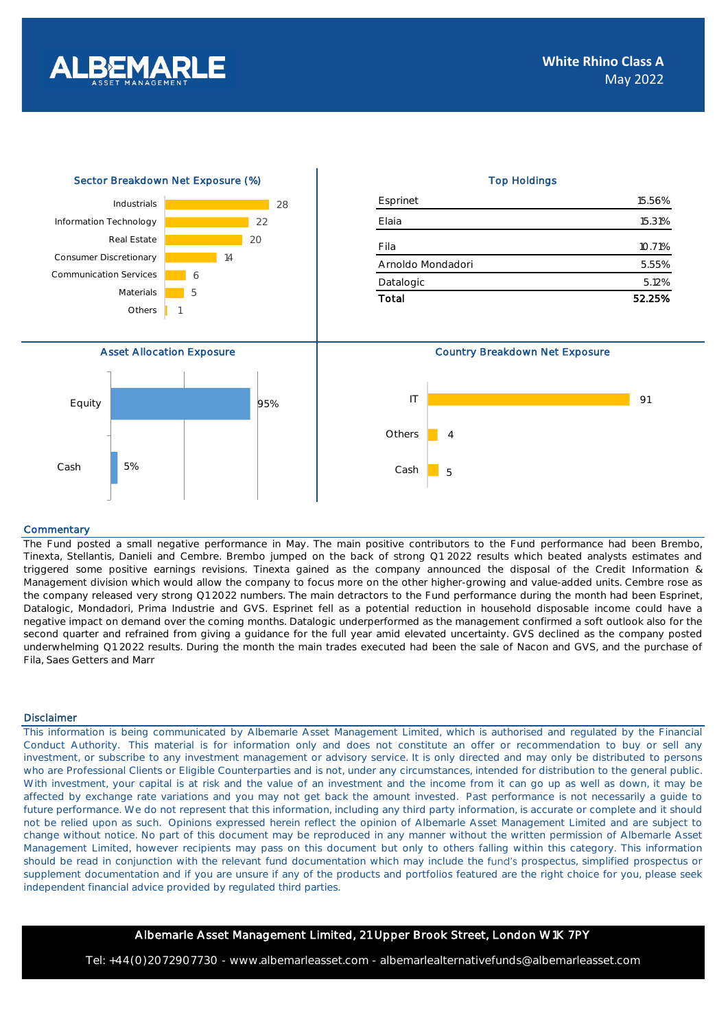White Rhino Class A
May 2022

### Sector Breakdown Net Exposure (%)

Industrials 28
Information Technology 22
Real Estate 20
Consumer Discretionary 14
Communication Services 6
Materials 5
Others 1

### Top Holdings

| | |
|---|---|
| Esprinet | 15.56% |
| Elaia | 15.31% |
| Fila | 10.71% |
| Arnoldo Mondadori | 5.55% |
| Datalogic | 5.12% |
| **Total** | **52.25%** |

### Asset Allocation Exposure

Equity 95%
Cash 5%

### Country Breakdown Net Exposure

IT 91
Others 4
Cash 5

## Commentary

The Fund posted a small negative performance in May. The main positive contributors to the Fund performance had been Brembo, Tinexta, Stellantis, Danieli and Cembre. Brembo jumped on the back of strong Q1 2022 results which beated analysts estimates and triggered some positive earnings revisions. Tinexta gained as the company announced the disposal of the Credit Information & Management division which would allow the company to focus more on the other higher-growing and value-added units. Cembre rose as the company released very strong Q1 2022 numbers. The main detractors to the Fund performance during the month had been Esprinet, Datalogic, Mondadori, Prima Industrie and GVS. Esprinet fell as a potential reduction in household disposable income could have a negative impact on demand over the coming months. Datalogic underperformed as the management confirmed a soft outlook also for the second quarter and refrained from giving a guidance for the full year amid elevated uncertainty. GVS declined as the company posted underwhelming Q1 2022 results. During the month the main trades executed had been the sale of Nacon and GVS, and the purchase of Fila, Saes Getters and Marr

## Disclaimer

This information is being communicated by Albemarle Asset Management Limited, which is authorised and regulated by the Financial Conduct Authority. This material is for information only and does not constitute an offer or recommendation to buy or sell any investment, or subscribe to any investment management or advisory service. It is only directed and may only be distributed to persons who are Professional Clients or Eligible Counterparties and is not, under any circumstances, intended for distribution to the general public. With investment, your capital is at risk and the value of an investment and the income from it can go up as well as down, it may be affected by exchange rate variations and you may not get back the amount invested. Past performance is not necessarily a guide to future performance. We do not represent that this information, including any third party information, is accurate or complete and it should not be relied upon as such. Opinions expressed herein reflect the opinion of Albemarle Asset Management Limited and are subject to change without notice. No part of this document may be reproduced in any manner without the written permission of Albemarle Asset Management Limited, however recipients may pass on this document but only to others falling within this category. This information should be read in conjunction with the relevant fund documentation which may include the fund's prospectus, simplified prospectus or supplement documentation and if you are unsure if any of the products and portfolios featured are the right choice for you, please seek independent financial advice provided by regulated third parties.

Albemarle Asset Management Limited, 21 Upper Brook Street, London W1K 7PY

Tel: +44(0)2072907730 - www.albemarleasset.com - albemarlealternativefunds@albemarleasset.com